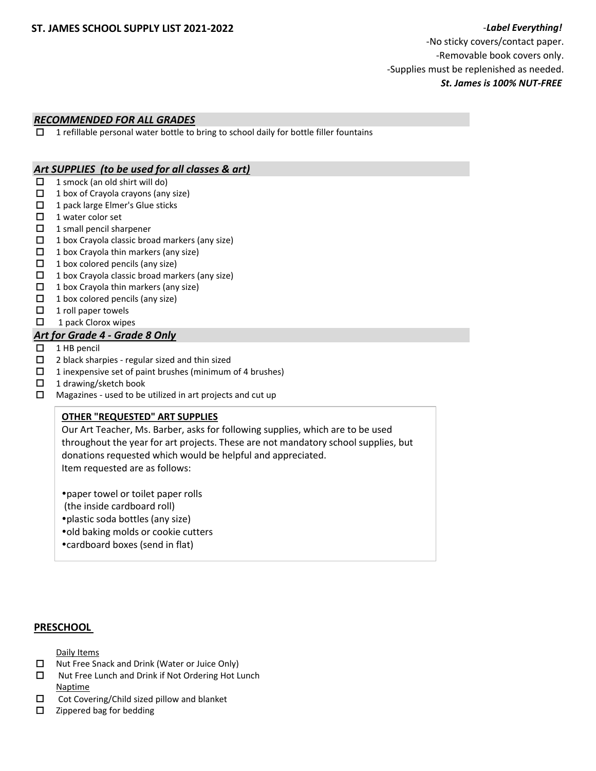## ST. JAMES SCHOOL SUPPLY LIST 2021-2022

-*Label Everything!*
-No sticky covers/contact paper.
-Removable book covers only.
-Supplies must be replenished as needed.
***St. James is 100% NUT-FREE***

### *RECOMMENDED FOR ALL GRADES*

- ☐ 1 refillable personal water bottle to bring to school daily for bottle filler fountains

### *Art SUPPLIES (to be used for all classes & art)*

- ☐ 1 smock (an old shirt will do)
- ☐ 1 box of Crayola crayons (any size)
- ☐ 1 pack large Elmer's Glue sticks
- ☐ 1 water color set
- ☐ 1 small pencil sharpener
- ☐ 1 box Crayola classic broad markers (any size)
- ☐ 1 box Crayola thin markers (any size)
- ☐ 1 box colored pencils (any size)
- ☐ 1 box Crayola classic broad markers (any size)
- ☐ 1 box Crayola thin markers (any size)
- ☐ 1 box colored pencils (any size)
- ☐ 1 roll paper towels
- ☐ 1 pack Clorox wipes

### *Art for Grade 4 - Grade 8 Only*

- ☐ 1 HB pencil
- ☐ 2 black sharpies - regular sized and thin sized
- ☐ 1 inexpensive set of paint brushes (minimum of 4 brushes)
- ☐ 1 drawing/sketch book
- ☐ Magazines - used to be utilized in art projects and cut up

**OTHER "REQUESTED" ART SUPPLIES**

Our Art Teacher, Ms. Barber, asks for following supplies, which are to be used throughout the year for art projects. These are not mandatory school supplies, but donations requested which would be helpful and appreciated.
Item requested are as follows:

- paper towel or toilet paper rolls (the inside cardboard roll)
- plastic soda bottles (any size)
- old baking molds or cookie cutters
- cardboard boxes (send in flat)

### PRESCHOOL

Daily Items

- ☐ Nut Free Snack and Drink (Water or Juice Only)
- ☐ Nut Free Lunch and Drink if Not Ordering Hot Lunch

Naptime

- ☐ Cot Covering/Child sized pillow and blanket
- ☐ Zippered bag for bedding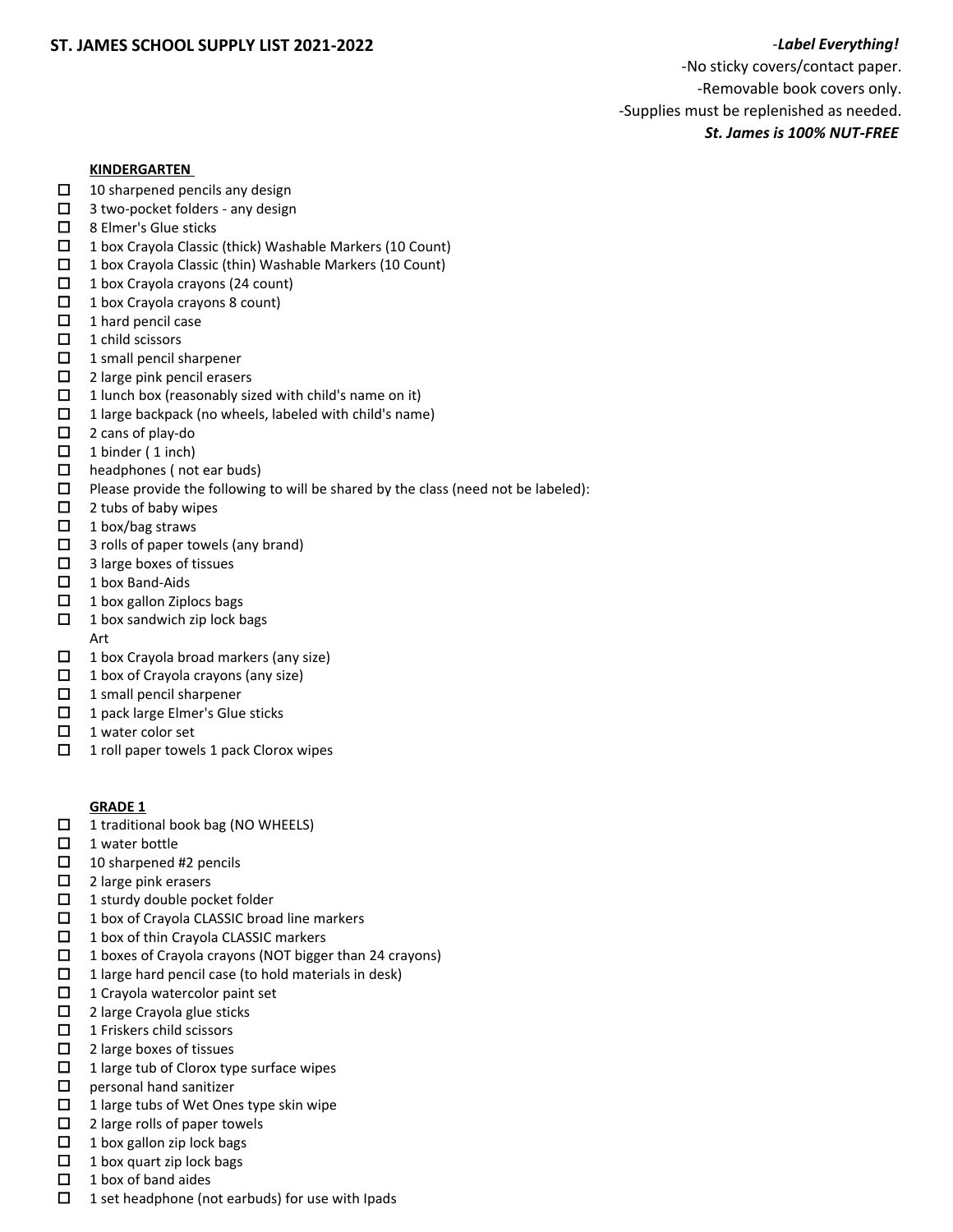## ST. JAMES SCHOOL SUPPLY LIST 2021-2022

-*Label Everything!*
-No sticky covers/contact paper.
-Removable book covers only.
-Supplies must be replenished as needed.
***St. James is 100% NUT-FREE***

### KINDERGARTEN

- ☐ 10 sharpened pencils any design
- ☐ 3 two-pocket folders - any design
- ☐ 8 Elmer's Glue sticks
- ☐ 1 box Crayola Classic (thick) Washable Markers (10 Count)
- ☐ 1 box Crayola Classic (thin) Washable Markers (10 Count)
- ☐ 1 box Crayola crayons (24 count)
- ☐ 1 box Crayola crayons 8 count)
- ☐ 1 hard pencil case
- ☐ 1 child scissors
- ☐ 1 small pencil sharpener
- ☐ 2 large pink pencil erasers
- ☐ 1 lunch box (reasonably sized with child's name on it)
- ☐ 1 large backpack (no wheels, labeled with child's name)
- ☐ 2 cans of play-do
- ☐ 1 binder ( 1 inch)
- ☐ headphones ( not ear buds)
- ☐ Please provide the following to will be shared by the class (need not be labeled):
- ☐ 2 tubs of baby wipes
- ☐ 1 box/bag straws
- ☐ 3 rolls of paper towels (any brand)
- ☐ 3 large boxes of tissues
- ☐ 1 box Band-Aids
- ☐ 1 box gallon Ziplocs bags
- ☐ 1 box sandwich zip lock bags

Art

- ☐ 1 box Crayola broad markers (any size)
- ☐ 1 box of Crayola crayons (any size)
- ☐ 1 small pencil sharpener
- ☐ 1 pack large Elmer's Glue sticks
- ☐ 1 water color set
- ☐ 1 roll paper towels 1 pack Clorox wipes

### GRADE 1

- ☐ 1 traditional book bag (NO WHEELS)
- ☐ 1 water bottle
- ☐ 10 sharpened #2 pencils
- ☐ 2 large pink erasers
- ☐ 1 sturdy double pocket folder
- ☐ 1 box of Crayola CLASSIC broad line markers
- ☐ 1 box of thin Crayola CLASSIC markers
- ☐ 1 boxes of Crayola crayons (NOT bigger than 24 crayons)
- ☐ 1 large hard pencil case (to hold materials in desk)
- ☐ 1 Crayola watercolor paint set
- ☐ 2 large Crayola glue sticks
- ☐ 1 Friskers child scissors
- ☐ 2 large boxes of tissues
- ☐ 1 large tub of Clorox type surface wipes
- ☐ personal hand sanitizer
- ☐ 1 large tubs of Wet Ones type skin wipe
- ☐ 2 large rolls of paper towels
- ☐ 1 box gallon zip lock bags
- ☐ 1 box quart zip lock bags
- ☐ 1 box of band aides
- ☐ 1 set headphone (not earbuds) for use with Ipads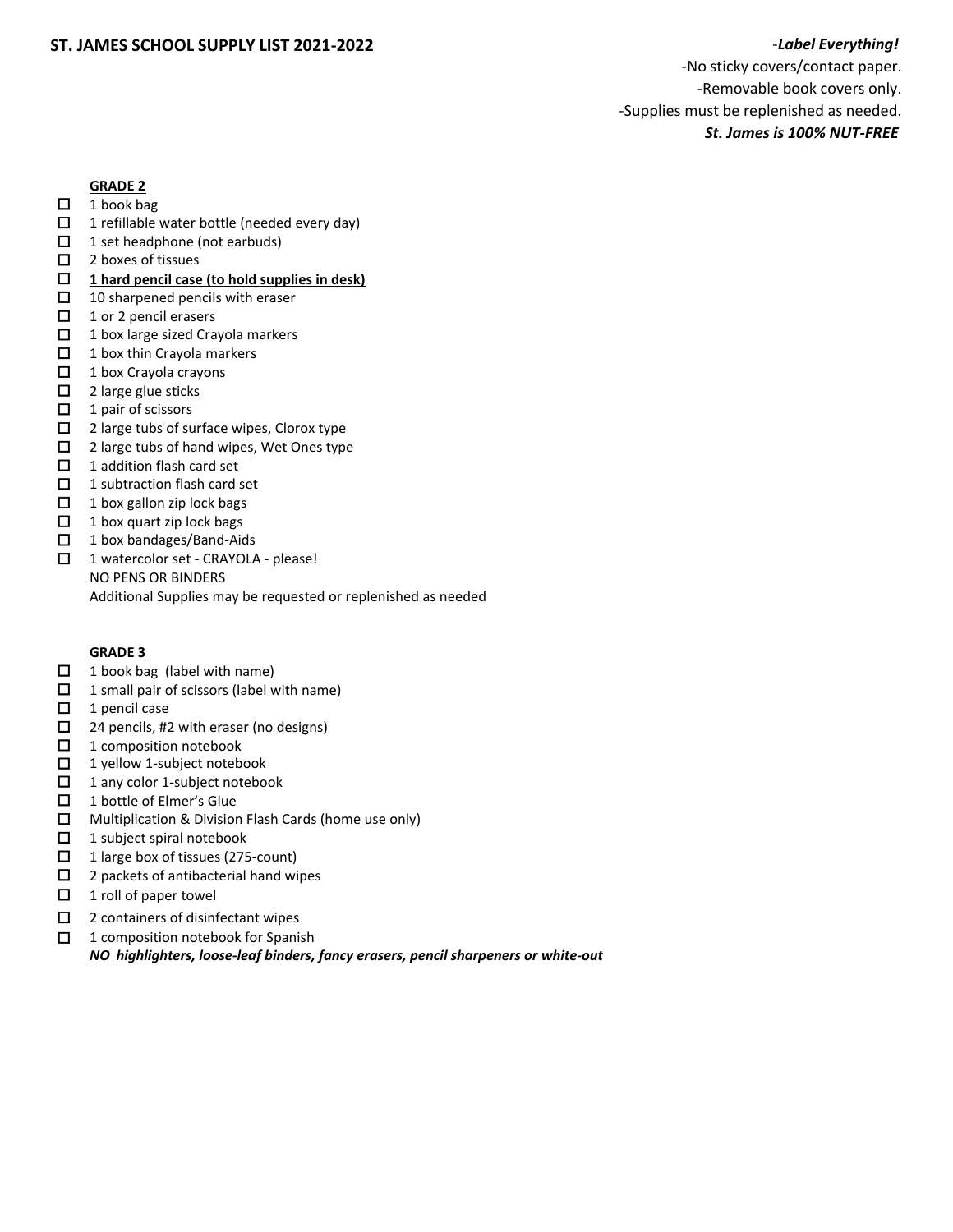## ST. JAMES SCHOOL SUPPLY LIST 2021-2022

-***Label Everything!***
-No sticky covers/contact paper.
-Removable book covers only.
-Supplies must be replenished as needed.
***St. James is 100% NUT-FREE***

### GRADE 2

- ☐ 1 book bag
- ☐ 1 refillable water bottle (needed every day)
- ☐ 1 set headphone (not earbuds)
- ☐ 2 boxes of tissues
- ☐ **1 hard pencil case (to hold supplies in desk)**
- ☐ 10 sharpened pencils with eraser
- ☐ 1 or 2 pencil erasers
- ☐ 1 box large sized Crayola markers
- ☐ 1 box thin Crayola markers
- ☐ 1 box Crayola crayons
- ☐ 2 large glue sticks
- ☐ 1 pair of scissors
- ☐ 2 large tubs of surface wipes, Clorox type
- ☐ 2 large tubs of hand wipes, Wet Ones type
- ☐ 1 addition flash card set
- ☐ 1 subtraction flash card set
- ☐ 1 box gallon zip lock bags
- ☐ 1 box quart zip lock bags
- ☐ 1 box bandages/Band-Aids
- ☐ 1 watercolor set - CRAYOLA - please!

NO PENS OR BINDERS
Additional Supplies may be requested or replenished as needed

### GRADE 3

- ☐ 1 book bag (label with name)
- ☐ 1 small pair of scissors (label with name)
- ☐ 1 pencil case
- ☐ 24 pencils, #2 with eraser (no designs)
- ☐ 1 composition notebook
- ☐ 1 yellow 1-subject notebook
- ☐ 1 any color 1-subject notebook
- ☐ 1 bottle of Elmer's Glue
- ☐ Multiplication & Division Flash Cards (home use only)
- ☐ 1 subject spiral notebook
- ☐ 1 large box of tissues (275-count)
- ☐ 2 packets of antibacterial hand wipes
- ☐ 1 roll of paper towel
- ☐ 2 containers of disinfectant wipes
- ☐ 1 composition notebook for Spanish

***NO highlighters, loose-leaf binders, fancy erasers, pencil sharpeners or white-out***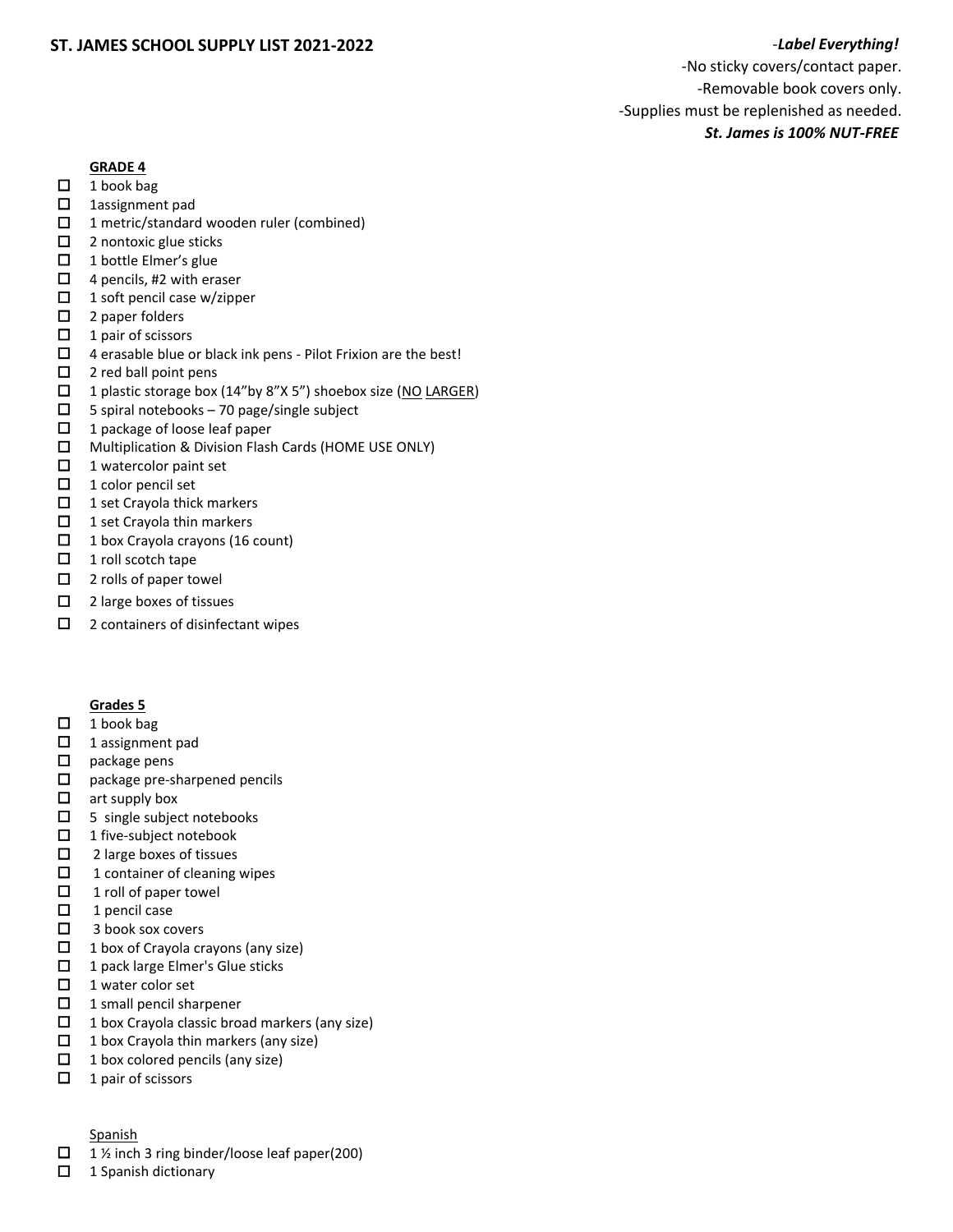# ST. JAMES SCHOOL SUPPLY LIST 2021-2022

-***Label Everything!***
-No sticky covers/contact paper.
-Removable book covers only.
-Supplies must be replenished as needed.
***St. James is 100% NUT-FREE***

## GRADE 4

- ☐ 1 book bag
- ☐ 1assignment pad
- ☐ 1 metric/standard wooden ruler (combined)
- ☐ 2 nontoxic glue sticks
- ☐ 1 bottle Elmer's glue
- ☐ 4 pencils, #2 with eraser
- ☐ 1 soft pencil case w/zipper
- ☐ 2 paper folders
- ☐ 1 pair of scissors
- ☐ 4 erasable blue or black ink pens - Pilot Frixion are the best!
- ☐ 2 red ball point pens
- ☐ 1 plastic storage box (14"by 8"X 5") shoebox size (NO LARGER)
- ☐ 5 spiral notebooks – 70 page/single subject
- ☐ 1 package of loose leaf paper
- ☐ Multiplication & Division Flash Cards (HOME USE ONLY)
- ☐ 1 watercolor paint set
- ☐ 1 color pencil set
- ☐ 1 set Crayola thick markers
- ☐ 1 set Crayola thin markers
- ☐ 1 box Crayola crayons (16 count)
- ☐ 1 roll scotch tape
- ☐ 2 rolls of paper towel
- ☐ 2 large boxes of tissues
- ☐ 2 containers of disinfectant wipes

## Grades 5

- ☐ 1 book bag
- ☐ 1 assignment pad
- ☐ package pens
- ☐ package pre-sharpened pencils
- ☐ art supply box
- ☐ 5 single subject notebooks
- ☐ 1 five-subject notebook
- ☐ 2 large boxes of tissues
- ☐ 1 container of cleaning wipes
- ☐ 1 roll of paper towel
- ☐ 1 pencil case
- ☐ 3 book sox covers
- ☐ 1 box of Crayola crayons (any size)
- ☐ 1 pack large Elmer's Glue sticks
- ☐ 1 water color set
- ☐ 1 small pencil sharpener
- ☐ 1 box Crayola classic broad markers (any size)
- ☐ 1 box Crayola thin markers (any size)
- ☐ 1 box colored pencils (any size)
- ☐ 1 pair of scissors

Spanish

- ☐ 1 ½ inch 3 ring binder/loose leaf paper(200)
- ☐ 1 Spanish dictionary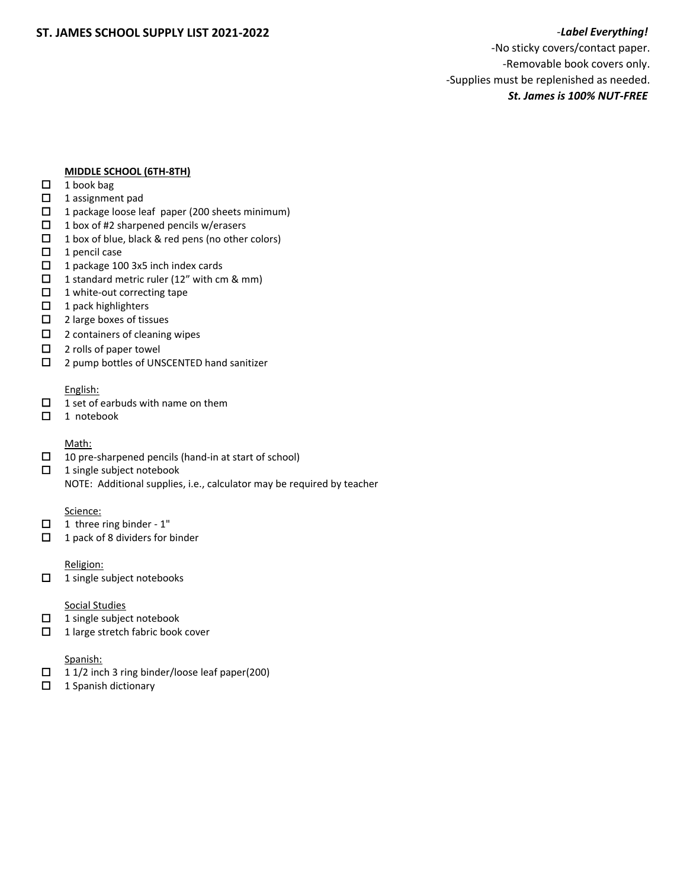## ST. JAMES SCHOOL SUPPLY LIST 2021-2022

-***Label Everything!***
-No sticky covers/contact paper.
-Removable book covers only.
-Supplies must be replenished as needed.
***St. James is 100% NUT-FREE***

### MIDDLE SCHOOL (6TH-8TH)

- ☐ 1 book bag
- ☐ 1 assignment pad
- ☐ 1 package loose leaf paper (200 sheets minimum)
- ☐ 1 box of #2 sharpened pencils w/erasers
- ☐ 1 box of blue, black & red pens (no other colors)
- ☐ 1 pencil case
- ☐ 1 package 100 3x5 inch index cards
- ☐ 1 standard metric ruler (12" with cm & mm)
- ☐ 1 white-out correcting tape
- ☐ 1 pack highlighters
- ☐ 2 large boxes of tissues
- ☐ 2 containers of cleaning wipes
- ☐ 2 rolls of paper towel
- ☐ 2 pump bottles of UNSCENTED hand sanitizer

English:

- ☐ 1 set of earbuds with name on them
- ☐ 1 notebook

Math:

- ☐ 10 pre-sharpened pencils (hand-in at start of school)
- ☐ 1 single subject notebook

NOTE: Additional supplies, i.e., calculator may be required by teacher

Science:

- ☐ 1 three ring binder - 1"
- ☐ 1 pack of 8 dividers for binder

Religion:

- ☐ 1 single subject notebooks

Social Studies

- ☐ 1 single subject notebook
- ☐ 1 large stretch fabric book cover

Spanish:

- ☐ 1 1/2 inch 3 ring binder/loose leaf paper(200)
- ☐ 1 Spanish dictionary